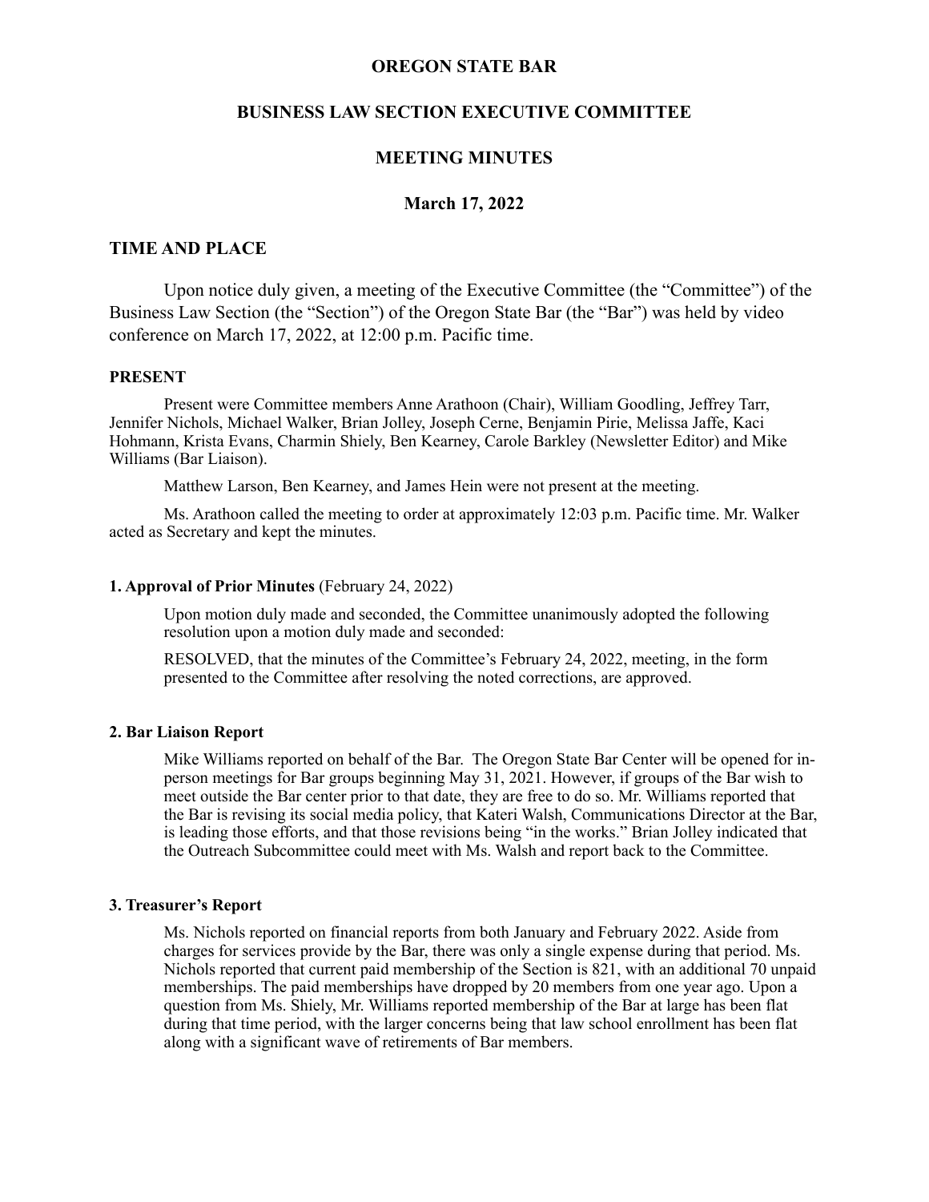**OREGON STATE BAR**

**BUSINESS LAW SECTION EXECUTIVE COMMITTEE**

**MEETING MINUTES**

**March 17, 2022**

## TIME AND PLACE

Upon notice duly given, a meeting of the Executive Committee (the "Committee") of the Business Law Section (the "Section") of the Oregon State Bar (the "Bar") was held by video conference on March 17, 2022, at 12:00 p.m. Pacific time.

**PRESENT**

Present were Committee members Anne Arathoon (Chair), William Goodling, Jeffrey Tarr, Jennifer Nichols, Michael Walker, Brian Jolley, Joseph Cerne, Benjamin Pirie, Melissa Jaffe, Kaci Hohmann, Krista Evans, Charmin Shiely, Ben Kearney, Carole Barkley (Newsletter Editor) and Mike Williams (Bar Liaison).

Matthew Larson, Ben Kearney, and James Hein were not present at the meeting.

Ms. Arathoon called the meeting to order at approximately 12:03 p.m. Pacific time. Mr. Walker acted as Secretary and kept the minutes.

**1. Approval of Prior Minutes** (February 24, 2022)

Upon motion duly made and seconded, the Committee unanimously adopted the following resolution upon a motion duly made and seconded:

RESOLVED, that the minutes of the Committee's February 24, 2022, meeting, in the form presented to the Committee after resolving the noted corrections, are approved.

**2. Bar Liaison Report**

Mike Williams reported on behalf of the Bar. The Oregon State Bar Center will be opened for in-person meetings for Bar groups beginning May 31, 2021. However, if groups of the Bar wish to meet outside the Bar center prior to that date, they are free to do so. Mr. Williams reported that the Bar is revising its social media policy, that Kateri Walsh, Communications Director at the Bar, is leading those efforts, and that those revisions being "in the works." Brian Jolley indicated that the Outreach Subcommittee could meet with Ms. Walsh and report back to the Committee.

**3. Treasurer's Report**

Ms. Nichols reported on financial reports from both January and February 2022. Aside from charges for services provide by the Bar, there was only a single expense during that period. Ms. Nichols reported that current paid membership of the Section is 821, with an additional 70 unpaid memberships. The paid memberships have dropped by 20 members from one year ago. Upon a question from Ms. Shiely, Mr. Williams reported membership of the Bar at large has been flat during that time period, with the larger concerns being that law school enrollment has been flat along with a significant wave of retirements of Bar members.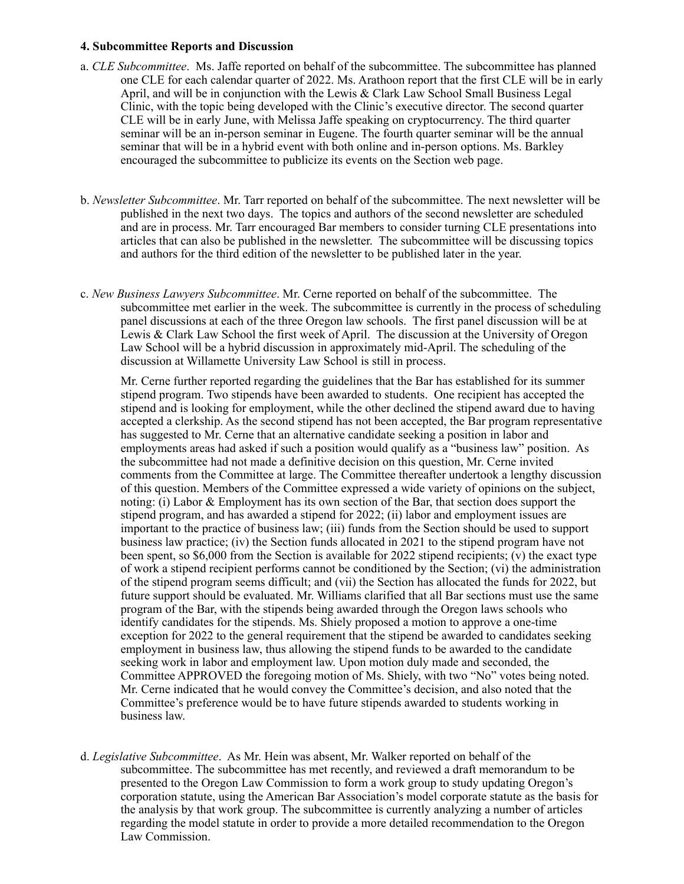**4. Subcommittee Reports and Discussion**

a. *CLE Subcommittee*. Ms. Jaffe reported on behalf of the subcommittee. The subcommittee has planned one CLE for each calendar quarter of 2022. Ms. Arathoon report that the first CLE will be in early April, and will be in conjunction with the Lewis & Clark Law School Small Business Legal Clinic, with the topic being developed with the Clinic's executive director. The second quarter CLE will be in early June, with Melissa Jaffe speaking on cryptocurrency. The third quarter seminar will be an in-person seminar in Eugene. The fourth quarter seminar will be the annual seminar that will be in a hybrid event with both online and in-person options. Ms. Barkley encouraged the subcommittee to publicize its events on the Section web page.

b. *Newsletter Subcommittee*. Mr. Tarr reported on behalf of the subcommittee. The next newsletter will be published in the next two days. The topics and authors of the second newsletter are scheduled and are in process. Mr. Tarr encouraged Bar members to consider turning CLE presentations into articles that can also be published in the newsletter. The subcommittee will be discussing topics and authors for the third edition of the newsletter to be published later in the year.

c. *New Business Lawyers Subcommittee*. Mr. Cerne reported on behalf of the subcommittee. The subcommittee met earlier in the week. The subcommittee is currently in the process of scheduling panel discussions at each of the three Oregon law schools. The first panel discussion will be at Lewis & Clark Law School the first week of April. The discussion at the University of Oregon Law School will be a hybrid discussion in approximately mid-April. The scheduling of the discussion at Willamette University Law School is still in process.

Mr. Cerne further reported regarding the guidelines that the Bar has established for its summer stipend program. Two stipends have been awarded to students. One recipient has accepted the stipend and is looking for employment, while the other declined the stipend award due to having accepted a clerkship. As the second stipend has not been accepted, the Bar program representative has suggested to Mr. Cerne that an alternative candidate seeking a position in labor and employments areas had asked if such a position would qualify as a "business law" position. As the subcommittee had not made a definitive decision on this question, Mr. Cerne invited comments from the Committee at large. The Committee thereafter undertook a lengthy discussion of this question. Members of the Committee expressed a wide variety of opinions on the subject, noting: (i) Labor & Employment has its own section of the Bar, that section does support the stipend program, and has awarded a stipend for 2022; (ii) labor and employment issues are important to the practice of business law; (iii) funds from the Section should be used to support business law practice; (iv) the Section funds allocated in 2021 to the stipend program have not been spent, so $6,000 from the Section is available for 2022 stipend recipients; (v) the exact type of work a stipend recipient performs cannot be conditioned by the Section; (vi) the administration of the stipend program seems difficult; and (vii) the Section has allocated the funds for 2022, but future support should be evaluated. Mr. Williams clarified that all Bar sections must use the same program of the Bar, with the stipends being awarded through the Oregon laws schools who identify candidates for the stipends. Ms. Shiely proposed a motion to approve a one-time exception for 2022 to the general requirement that the stipend be awarded to candidates seeking employment in business law, thus allowing the stipend funds to be awarded to the candidate seeking work in labor and employment law. Upon motion duly made and seconded, the Committee APPROVED the foregoing motion of Ms. Shiely, with two "No" votes being noted. Mr. Cerne indicated that he would convey the Committee's decision, and also noted that the Committee's preference would be to have future stipends awarded to students working in business law.

d. *Legislative Subcommittee*. As Mr. Hein was absent, Mr. Walker reported on behalf of the subcommittee. The subcommittee has met recently, and reviewed a draft memorandum to be presented to the Oregon Law Commission to form a work group to study updating Oregon's corporation statute, using the American Bar Association's model corporate statute as the basis for the analysis by that work group. The subcommittee is currently analyzing a number of articles regarding the model statute in order to provide a more detailed recommendation to the Oregon Law Commission.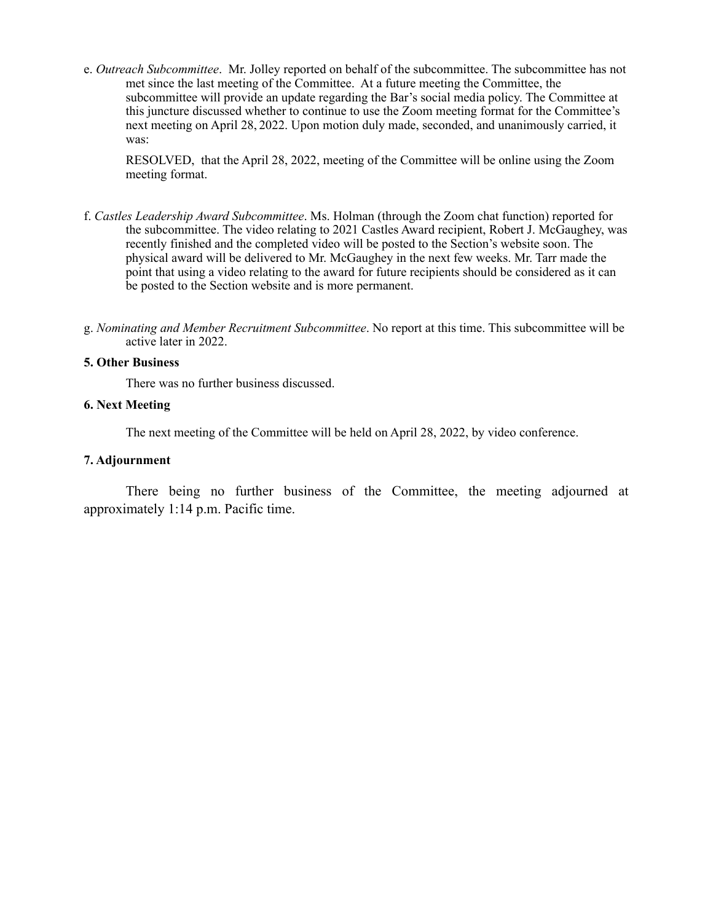e. *Outreach Subcommittee*. Mr. Jolley reported on behalf of the subcommittee. The subcommittee has not met since the last meeting of the Committee. At a future meeting the Committee, the subcommittee will provide an update regarding the Bar's social media policy. The Committee at this juncture discussed whether to continue to use the Zoom meeting format for the Committee's next meeting on April 28, 2022. Upon motion duly made, seconded, and unanimously carried, it was:

RESOLVED, that the April 28, 2022, meeting of the Committee will be online using the Zoom meeting format.

f. *Castles Leadership Award Subcommittee*. Ms. Holman (through the Zoom chat function) reported for the subcommittee. The video relating to 2021 Castles Award recipient, Robert J. McGaughey, was recently finished and the completed video will be posted to the Section's website soon. The physical award will be delivered to Mr. McGaughey in the next few weeks. Mr. Tarr made the point that using a video relating to the award for future recipients should be considered as it can be posted to the Section website and is more permanent.

g. *Nominating and Member Recruitment Subcommittee*. No report at this time. This subcommittee will be active later in 2022.

**5. Other Business**

There was no further business discussed.

**6. Next Meeting**

The next meeting of the Committee will be held on April 28, 2022, by video conference.

**7. Adjournment**

There being no further business of the Committee, the meeting adjourned at approximately 1:14 p.m. Pacific time.